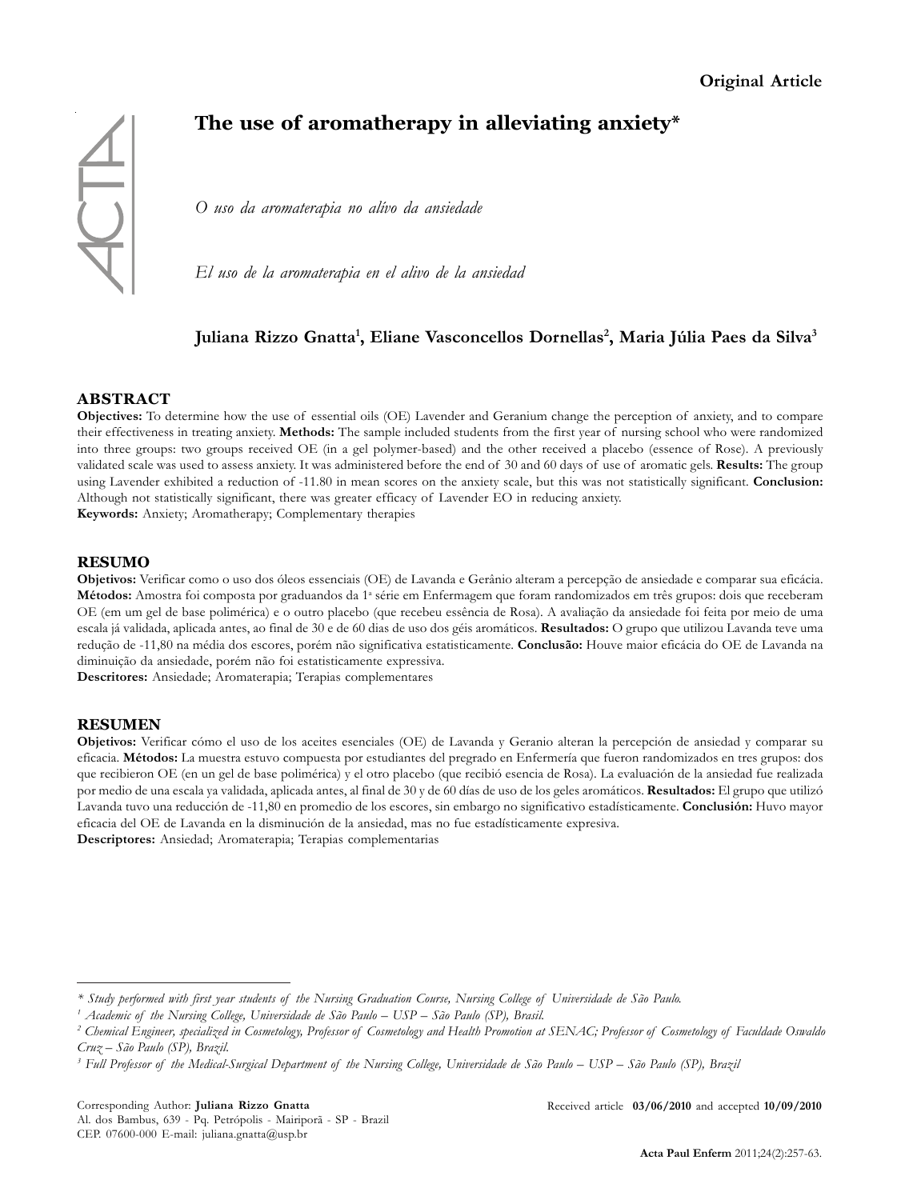Original Article

# The use of aromatherapy in alleviating anxiety*

*O uso da aromaterapia no alívo da ansiedade*

*El uso de la aromaterapia en el alivo de la ansiedad*

**Juliana Rizzo Gnatta[1], Eliane Vasconcellos Dornellas[2], Maria Júlia Paes da Silva[3]**

## ABSTRACT

**Objectives:** To determine how the use of essential oils (OE) Lavender and Geranium change the perception of anxiety, and to compare their effectiveness in treating anxiety. **Methods:** The sample included students from the first year of nursing school who were randomized into three groups: two groups received OE (in a gel polymer-based) and the other received a placebo (essence of Rose). A previously validated scale was used to assess anxiety. It was administered before the end of 30 and 60 days of use of aromatic gels. **Results:** The group using Lavender exhibited a reduction of -11.80 in mean scores on the anxiety scale, but this was not statistically significant. **Conclusion:** Although not statistically significant, there was greater efficacy of Lavender EO in reducing anxiety.

**Keywords:** Anxiety; Aromatherapy; Complementary therapies

## RESUMO

**Objetivos:** Verificar como o uso dos óleos essenciais (OE) de Lavanda e Gerânio alteram a percepção de ansiedade e comparar sua eficácia. **Métodos:** Amostra foi composta por graduandos da 1ª série em Enfermagem que foram randomizados em três grupos: dois que receberam OE (em um gel de base polimérica) e o outro placebo (que recebeu essência de Rosa). A avaliação da ansiedade foi feita por meio de uma escala já validada, aplicada antes, ao final de 30 e de 60 dias de uso dos géis aromáticos. **Resultados:** O grupo que utilizou Lavanda teve uma redução de -11,80 na média dos escores, porém não significativa estatisticamente. **Conclusão:** Houve maior eficácia do OE de Lavanda na diminuição da ansiedade, porém não foi estatisticamente expressiva.

**Descritores:** Ansiedade; Aromaterapia; Terapias complementares

## RESUMEN

**Objetivos:** Verificar cómo el uso de los aceites esenciales (OE) de Lavanda y Geranio alteran la percepción de ansiedad y comparar su eficacia. **Métodos:** La muestra estuvo compuesta por estudiantes del pregrado en Enfermería que fueron randomizados en tres grupos: dos que recibieron OE (en un gel de base polimérica) y el otro placebo (que recibió esencia de Rosa). La evaluación de la ansiedad fue realizada por medio de una escala ya validada, aplicada antes, al final de 30 y de 60 días de uso de los geles aromáticos. **Resultados:** El grupo que utilizó Lavanda tuvo una reducción de -11,80 en promedio de los escores, sin embargo no significativo estadísticamente. **Conclusión:** Huvo mayor eficacia del OE de Lavanda en la disminución de la ansiedad, mas no fue estadísticamente expresiva.

**Descriptores:** Ansiedad; Aromaterapia; Terapias complementarias

---

* *Study performed with first year students of the Nursing Graduation Course, Nursing College of Universidade de São Paulo.*

[1] *Academic of the Nursing College, Universidade de São Paulo – USP – São Paulo (SP), Brasil.*

[2] *Chemical Engineer, specialized in Cosmetology, Professor of Cosmetology and Health Promotion at SENAC; Professor of Cosmetology of Faculdade Oswaldo Cruz – São Paulo (SP), Brazil.*

[3] *Full Professor of the Medical-Surgical Department of the Nursing College, Universidade de São Paulo – USP – São Paulo (SP), Brazil*

Corresponding Author: **Juliana Rizzo Gnatta**
Al. dos Bambus, 639 - Pq. Petrópolis - Mairiporã - SP - Brazil
CEP. 07600-000 E-mail: juliana.gnatta@usp.br

Received article **03/06/2010** and accepted **10/09/2010**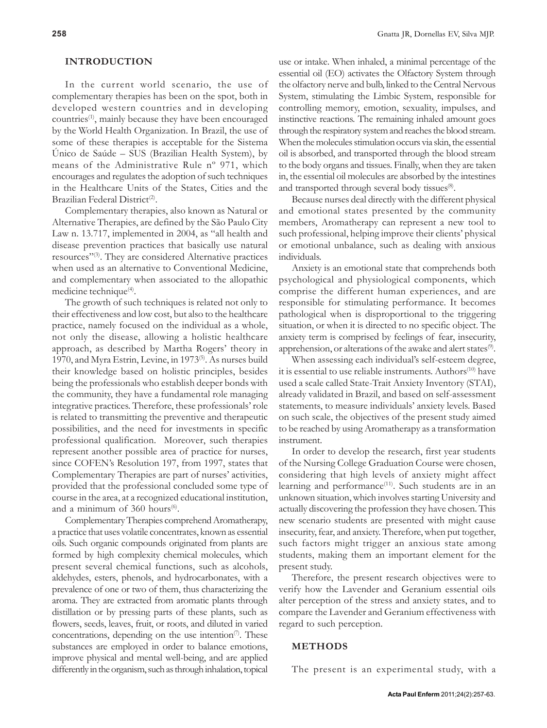## INTRODUCTION

In the current world scenario, the use of complementary therapies has been on the spot, both in developed western countries and in developing countries[1], mainly because they have been encouraged by the World Health Organization. In Brazil, the use of some of these therapies is acceptable for the Sistema Único de Saúde – SUS (Brazilian Health System), by means of the Administrative Rule nº 971, which encourages and regulates the adoption of such techniques in the Healthcare Units of the States, Cities and the Brazilian Federal District[2].

Complementary therapies, also known as Natural or Alternative Therapies, are defined by the São Paulo City Law n. 13.717, implemented in 2004, as "all health and disease prevention practices that basically use natural resources"[3]. They are considered Alternative practices when used as an alternative to Conventional Medicine, and complementary when associated to the allopathic medicine technique[4].

The growth of such techniques is related not only to their effectiveness and low cost, but also to the healthcare practice, namely focused on the individual as a whole, not only the disease, allowing a holistic healthcare approach, as described by Martha Rogers' theory in 1970, and Myra Estrin, Levine, in 1973[5]. As nurses build their knowledge based on holistic principles, besides being the professionals who establish deeper bonds with the community, they have a fundamental role managing integrative practices. Therefore, these professionals' role is related to transmitting the preventive and therapeutic possibilities, and the need for investments in specific professional qualification. Moreover, such therapies represent another possible area of practice for nurses, since COFEN's Resolution 197, from 1997, states that Complementary Therapies are part of nurses' activities, provided that the professional concluded some type of course in the area, at a recognized educational institution, and a minimum of 360 hours[6].

Complementary Therapies comprehend Aromatherapy, a practice that uses volatile concentrates, known as essential oils. Such organic compounds originated from plants are formed by high complexity chemical molecules, which present several chemical functions, such as alcohols, aldehydes, esters, phenols, and hydrocarbonates, with a prevalence of one or two of them, thus characterizing the aroma. They are extracted from aromatic plants through distillation or by pressing parts of these plants, such as flowers, seeds, leaves, fruit, or roots, and diluted in varied concentrations, depending on the use intention[7]. These substances are employed in order to balance emotions, improve physical and mental well-being, and are applied differently in the organism, such as through inhalation, topical use or intake. When inhaled, a minimal percentage of the essential oil (EO) activates the Olfactory System through the olfactory nerve and bulb, linked to the Central Nervous System, stimulating the Limbic System, responsible for controlling memory, emotion, sexuality, impulses, and instinctive reactions. The remaining inhaled amount goes through the respiratory system and reaches the blood stream. When the molecules stimulation occurs via skin, the essential oil is absorbed, and transported through the blood stream to the body organs and tissues. Finally, when they are taken in, the essential oil molecules are absorbed by the intestines and transported through several body tissues[8].

Because nurses deal directly with the different physical and emotional states presented by the community members, Aromatherapy can represent a new tool to such professional, helping improve their clients' physical or emotional unbalance, such as dealing with anxious individuals.

Anxiety is an emotional state that comprehends both psychological and physiological components, which comprise the different human experiences, and are responsible for stimulating performance. It becomes pathological when is disproportional to the triggering situation, or when it is directed to no specific object. The anxiety term is comprised by feelings of fear, insecurity, apprehension, or alterations of the awake and alert states[9].

When assessing each individual's self-esteem degree, it is essential to use reliable instruments. Authors[10] have used a scale called State-Trait Anxiety Inventory (STAI), already validated in Brazil, and based on self-assessment statements, to measure individuals' anxiety levels. Based on such scale, the objectives of the present study aimed to be reached by using Aromatherapy as a transformation instrument.

In order to develop the research, first year students of the Nursing College Graduation Course were chosen, considering that high levels of anxiety might affect learning and performance[11]. Such students are in an unknown situation, which involves starting University and actually discovering the profession they have chosen. This new scenario students are presented with might cause insecurity, fear, and anxiety. Therefore, when put together, such factors might trigger an anxious state among students, making them an important element for the present study.

Therefore, the present research objectives were to verify how the Lavender and Geranium essential oils alter perception of the stress and anxiety states, and to compare the Lavender and Geranium effectiveness with regard to such perception.

## METHODS

The present is an experimental study, with a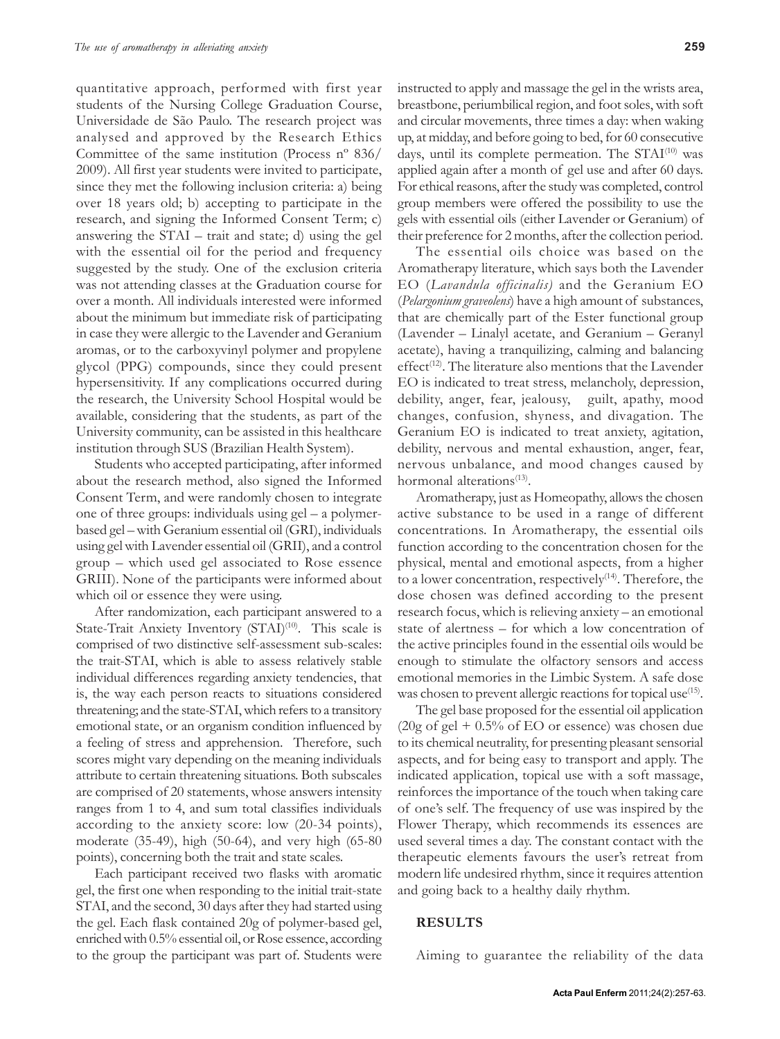quantitative approach, performed with first year students of the Nursing College Graduation Course, Universidade de São Paulo. The research project was analysed and approved by the Research Ethics Committee of the same institution (Process nº 836/ 2009). All first year students were invited to participate, since they met the following inclusion criteria: a) being over 18 years old; b) accepting to participate in the research, and signing the Informed Consent Term; c) answering the STAI – trait and state; d) using the gel with the essential oil for the period and frequency suggested by the study. One of the exclusion criteria was not attending classes at the Graduation course for over a month. All individuals interested were informed about the minimum but immediate risk of participating in case they were allergic to the Lavender and Geranium aromas, or to the carboxyvinyl polymer and propylene glycol (PPG) compounds, since they could present hypersensitivity. If any complications occurred during the research, the University School Hospital would be available, considering that the students, as part of the University community, can be assisted in this healthcare institution through SUS (Brazilian Health System).

Students who accepted participating, after informed about the research method, also signed the Informed Consent Term, and were randomly chosen to integrate one of three groups: individuals using gel – a polymer-based gel – with Geranium essential oil (GRI), individuals using gel with Lavender essential oil (GRII), and a control group – which used gel associated to Rose essence GRIII). None of the participants were informed about which oil or essence they were using.

After randomization, each participant answered to a State-Trait Anxiety Inventory (STAI)[10]. This scale is comprised of two distinctive self-assessment sub-scales: the trait-STAI, which is able to assess relatively stable individual differences regarding anxiety tendencies, that is, the way each person reacts to situations considered threatening; and the state-STAI, which refers to a transitory emotional state, or an organism condition influenced by a feeling of stress and apprehension. Therefore, such scores might vary depending on the meaning individuals attribute to certain threatening situations. Both subscales are comprised of 20 statements, whose answers intensity ranges from 1 to 4, and sum total classifies individuals according to the anxiety score: low (20-34 points), moderate (35-49), high (50-64), and very high (65-80 points), concerning both the trait and state scales.

Each participant received two flasks with aromatic gel, the first one when responding to the initial trait-state STAI, and the second, 30 days after they had started using the gel. Each flask contained 20g of polymer-based gel, enriched with 0.5% essential oil, or Rose essence, according to the group the participant was part of. Students were instructed to apply and massage the gel in the wrists area, breastbone, periumbilical region, and foot soles, with soft and circular movements, three times a day: when waking up, at midday, and before going to bed, for 60 consecutive days, until its complete permeation. The STAI[10] was applied again after a month of gel use and after 60 days. For ethical reasons, after the study was completed, control group members were offered the possibility to use the gels with essential oils (either Lavender or Geranium) of their preference for 2 months, after the collection period.

The essential oils choice was based on the Aromatherapy literature, which says both the Lavender EO (*Lavandula officinalis)* and the Geranium EO (*Pelargonium graveolens*) have a high amount of substances, that are chemically part of the Ester functional group (Lavender – Linalyl acetate, and Geranium – Geranyl acetate), having a tranquilizing, calming and balancing effect[12]. The literature also mentions that the Lavender EO is indicated to treat stress, melancholy, depression, debility, anger, fear, jealousy, guilt, apathy, mood changes, confusion, shyness, and divagation. The Geranium EO is indicated to treat anxiety, agitation, debility, nervous and mental exhaustion, anger, fear, nervous unbalance, and mood changes caused by hormonal alterations[13].

Aromatherapy, just as Homeopathy, allows the chosen active substance to be used in a range of different concentrations. In Aromatherapy, the essential oils function according to the concentration chosen for the physical, mental and emotional aspects, from a higher to a lower concentration, respectively[14]. Therefore, the dose chosen was defined according to the present research focus, which is relieving anxiety – an emotional state of alertness – for which a low concentration of the active principles found in the essential oils would be enough to stimulate the olfactory sensors and access emotional memories in the Limbic System. A safe dose was chosen to prevent allergic reactions for topical use[15].

The gel base proposed for the essential oil application (20g of gel + 0.5% of EO or essence) was chosen due to its chemical neutrality, for presenting pleasant sensorial aspects, and for being easy to transport and apply. The indicated application, topical use with a soft massage, reinforces the importance of the touch when taking care of one's self. The frequency of use was inspired by the Flower Therapy, which recommends its essences are used several times a day. The constant contact with the therapeutic elements favours the user's retreat from modern life undesired rhythm, since it requires attention and going back to a healthy daily rhythm.

## RESULTS

Aiming to guarantee the reliability of the data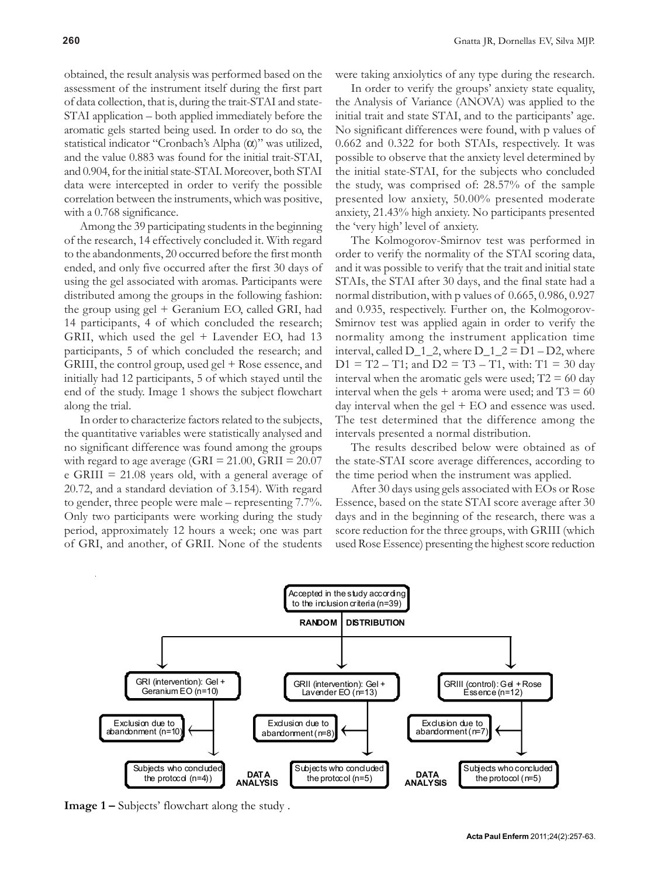obtained, the result analysis was performed based on the assessment of the instrument itself during the first part of data collection, that is, during the trait-STAI and state-STAI application – both applied immediately before the aromatic gels started being used. In order to do so, the statistical indicator "Cronbach's Alpha ($\alpha$)" was utilized, and the value 0.883 was found for the initial trait-STAI, and 0.904, for the initial state-STAI. Moreover, both STAI data were intercepted in order to verify the possible correlation between the instruments, which was positive, with a 0.768 significance.

Among the 39 participating students in the beginning of the research, 14 effectively concluded it. With regard to the abandonments, 20 occurred before the first month ended, and only five occurred after the first 30 days of using the gel associated with aromas. Participants were distributed among the groups in the following fashion: the group using gel + Geranium EO, called GRI, had 14 participants, 4 of which concluded the research; GRII, which used the gel + Lavender EO, had 13 participants, 5 of which concluded the research; and GRIII, the control group, used gel + Rose essence, and initially had 12 participants, 5 of which stayed until the end of the study. Image 1 shows the subject flowchart along the trial.

In order to characterize factors related to the subjects, the quantitative variables were statistically analysed and no significant difference was found among the groups with regard to age average (GRI = 21.00, GRII = 20.07 e GRIII = 21.08 years old, with a general average of 20.72, and a standard deviation of 3.154). With regard to gender, three people were male – representing 7.7%. Only two participants were working during the study period, approximately 12 hours a week; one was part of GRI, and another, of GRII. None of the students were taking anxiolytics of any type during the research.

In order to verify the groups' anxiety state equality, the Analysis of Variance (ANOVA) was applied to the initial trait and state STAI, and to the participants' age. No significant differences were found, with p values of 0.662 and 0.322 for both STAIs, respectively. It was possible to observe that the anxiety level determined by the initial state-STAI, for the subjects who concluded the study, was comprised of: 28.57% of the sample presented low anxiety, 50.00% presented moderate anxiety, 21.43% high anxiety. No participants presented the 'very high' level of anxiety.

The Kolmogorov-Smirnov test was performed in order to verify the normality of the STAI scoring data, and it was possible to verify that the trait and initial state STAIs, the STAI after 30 days, and the final state had a normal distribution, with p values of 0.665, 0.986, 0.927 and 0.935, respectively. Further on, the Kolmogorov-Smirnov test was applied again in order to verify the normality among the instrument application time interval, called D_1_2, where D_1_2 = D1 – D2, where D1 = T2 – T1; and D2 = T3 – T1, with: T1 = 30 day interval when the aromatic gels were used; T2 = 60 day interval when the gels + aroma were used; and T3 = 60 day interval when the gel + EO and essence was used. The test determined that the difference among the intervals presented a normal distribution.

The results described below were obtained as of the state-STAI score average differences, according to the time period when the instrument was applied.

After 30 days using gels associated with EOs or Rose Essence, based on the state STAI score average after 30 days and in the beginning of the research, there was a score reduction for the three groups, with GRIII (which used Rose Essence) presenting the highest score reduction

Accepted in the study according to the inclusion criteria (n=39)

RANDOM DISTRIBUTION

GRI (intervention): Gel + Geranium EO (n=10)

GRII (intervention): Gel + Lavender EO (n=13)

GRIII (control): Gel + Rose Essence (n=12)

Exclusion due to abandonment (n=10)

Exclusion due to abandonment (n=8)

Exclusion due to abandonment (n=7)

Subjects who concluded the protocol (n=4))

DATA ANALYSIS

Subjects who concluded the protocol (n=5)

DATA ANALYSIS

Subjects who concluded the protocol (n=5)

**Image 1 –** Subjects' flowchart along the study .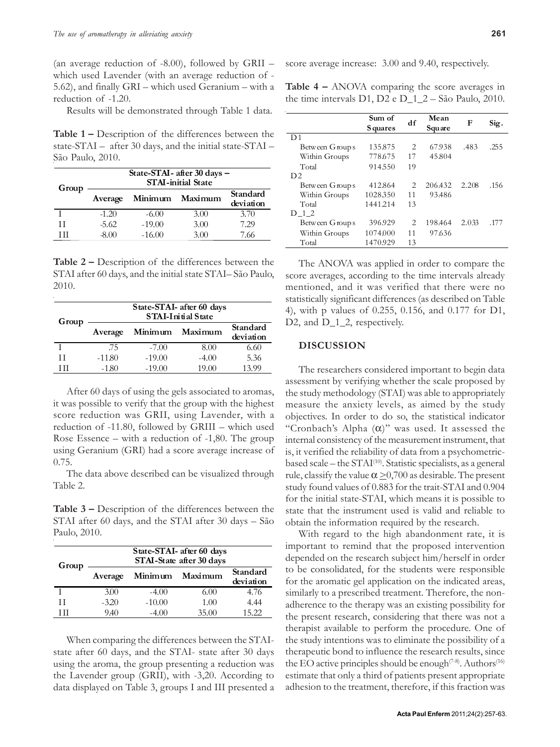(an average reduction of -8.00), followed by GRII – which used Lavender (with an average reduction of -5.62), and finally GRI – which used Geranium – with a reduction of -1.20.

Results will be demonstrated through Table 1 data.

**Table 1 –** Description of the differences between the state-STAI – after 30 days, and the initial state-STAI – São Paulo, 2010.

| Group | State-STAI- after 30 days – STAI-initial State | | | |
|---|---|---|---|---|
| | Average | Minimum | Maximum | Standard deviation |
| I | -1.20 | -6.00 | 3.00 | 3.70 |
| II | -5.62 | -19.00 | 3.00 | 7.29 |
| III | -8.00 | -16.00 | 3.00 | 7.66 |

**Table 2 –** Description of the differences between the STAI after 60 days, and the initial state STAI– São Paulo, 2010.

| Group | State-STAI- after 60 days STAI-Initial State | | | |
|---|---|---|---|---|
| | Average | Minimum | Maximum | Standard deviation |
| I | .75 | -7.00 | 8.00 | 6.60 |
| II | -11.80 | -19.00 | -4.00 | 5.36 |
| III | -1.80 | -19.00 | 19.00 | 13.99 |

After 60 days of using the gels associated to aromas, it was possible to verify that the group with the highest score reduction was GRII, using Lavender, with a reduction of -11.80, followed by GRIII – which used Rose Essence – with a reduction of -1,80. The group using Geranium (GRI) had a score average increase of 0.75.

The data above described can be visualized through Table 2.

**Table 3 –** Description of the differences between the STAI after 60 days, and the STAI after 30 days – São Paulo, 2010.

| Group | State-STAI- after 60 days STAI-State after 30 days | | | |
|---|---|---|---|---|
| | Average | Minimum | Maximum | Standard deviation |
| I | 3.00 | -4.00 | 6.00 | 4.76 |
| II | -3.20 | -10.00 | 1.00 | 4.44 |
| III | 9.40 | -4.00 | 35.00 | 15.22 |

When comparing the differences between the STAI-state after 60 days, and the STAI- state after 30 days using the aroma, the group presenting a reduction was the Lavender group (GRII), with -3,20. According to data displayed on Table 3, groups I and III presented a score average increase: 3.00 and 9.40, respectively.

**Table 4 –** ANOVA comparing the score averages in the time intervals D1, D2 e D_1_2 – São Paulo, 2010.

| | Sum of Squares | df | Mean Square | F | Sig. |
|---|---|---|---|---|---|
| D1 | | | | | |
| Between Groups | 135.875 | 2 | 67.938 | .483 | .255 |
| Within Groups | 778.675 | 17 | 45.804 | | |
| Total | 914.550 | 19 | | | |
| D2 | | | | | |
| Between Groups | 412.864 | 2 | 206.432 | 2.208 | .156 |
| Within Groups | 1028.350 | 11 | 93.486 | | |
| Total | 1441.214 | 13 | | | |
| D_1_2 | | | | | |
| Between Groups | 396.929 | 2 | 198.464 | 2.033 | .177 |
| Within Groups | 1074.000 | 11 | 97.636 | | |
| Total | 1470.929 | 13 | | | |

The ANOVA was applied in order to compare the score averages, according to the time intervals already mentioned, and it was verified that there were no statistically significant differences (as described on Table 4), with p values of 0.255, 0.156, and 0.177 for D1, D2, and D_1_2, respectively.

## DISCUSSION

The researchers considered important to begin data assessment by verifying whether the scale proposed by the study methodology (STAI) was able to appropriately measure the anxiety levels, as aimed by the study objectives. In order to do so, the statistical indicator "Cronbach's Alpha ($\alpha$)" was used. It assessed the internal consistency of the measurement instrument, that is, it verified the reliability of data from a psychometric-based scale – the STAI[10]. Statistic specialists, as a general rule, classify the value $\alpha \geq 0{,}700$ as desirable. The present study found values of 0.883 for the trait-STAI and 0.904 for the initial state-STAI, which means it is possible to state that the instrument used is valid and reliable to obtain the information required by the research.

With regard to the high abandonment rate, it is important to remind that the proposed intervention depended on the research subject him/herself in order to be consolidated, for the students were responsible for the aromatic gel application on the indicated areas, similarly to a prescribed treatment. Therefore, the non-adherence to the therapy was an existing possibility for the present research, considering that there was not a therapist available to perform the procedure. One of the study intentions was to eliminate the possibility of a therapeutic bond to influence the research results, since the EO active principles should be enough[7-8]. Authors[16] estimate that only a third of patients present appropriate adhesion to the treatment, therefore, if this fraction was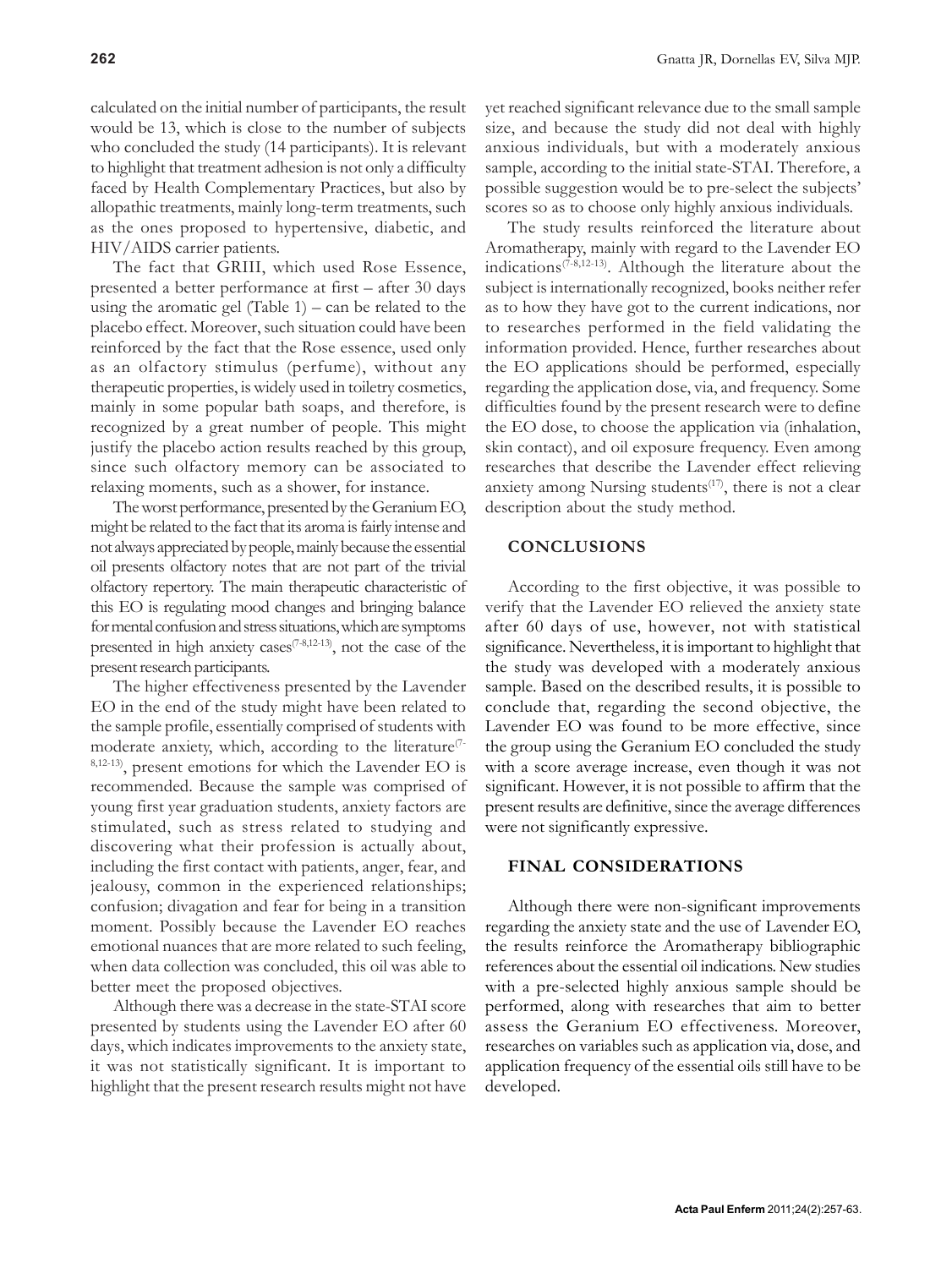calculated on the initial number of participants, the result would be 13, which is close to the number of subjects who concluded the study (14 participants). It is relevant to highlight that treatment adhesion is not only a difficulty faced by Health Complementary Practices, but also by allopathic treatments, mainly long-term treatments, such as the ones proposed to hypertensive, diabetic, and HIV/AIDS carrier patients.

The fact that GRIII, which used Rose Essence, presented a better performance at first – after 30 days using the aromatic gel (Table 1) – can be related to the placebo effect. Moreover, such situation could have been reinforced by the fact that the Rose essence, used only as an olfactory stimulus (perfume), without any therapeutic properties, is widely used in toiletry cosmetics, mainly in some popular bath soaps, and therefore, is recognized by a great number of people. This might justify the placebo action results reached by this group, since such olfactory memory can be associated to relaxing moments, such as a shower, for instance.

The worst performance, presented by the Geranium EO, might be related to the fact that its aroma is fairly intense and not always appreciated by people, mainly because the essential oil presents olfactory notes that are not part of the trivial olfactory repertory. The main therapeutic characteristic of this EO is regulating mood changes and bringing balance for mental confusion and stress situations, which are symptoms presented in high anxiety cases[7-8,12-13], not the case of the present research participants.

The higher effectiveness presented by the Lavender EO in the end of the study might have been related to the sample profile, essentially comprised of students with moderate anxiety, which, according to the literature[7-8,12-13], present emotions for which the Lavender EO is recommended. Because the sample was comprised of young first year graduation students, anxiety factors are stimulated, such as stress related to studying and discovering what their profession is actually about, including the first contact with patients, anger, fear, and jealousy, common in the experienced relationships; confusion; divagation and fear for being in a transition moment. Possibly because the Lavender EO reaches emotional nuances that are more related to such feeling, when data collection was concluded, this oil was able to better meet the proposed objectives.

Although there was a decrease in the state-STAI score presented by students using the Lavender EO after 60 days, which indicates improvements to the anxiety state, it was not statistically significant. It is important to highlight that the present research results might not have yet reached significant relevance due to the small sample size, and because the study did not deal with highly anxious individuals, but with a moderately anxious sample, according to the initial state-STAI. Therefore, a possible suggestion would be to pre-select the subjects' scores so as to choose only highly anxious individuals.

The study results reinforced the literature about Aromatherapy, mainly with regard to the Lavender EO indications[7-8,12-13]. Although the literature about the subject is internationally recognized, books neither refer as to how they have got to the current indications, nor to researches performed in the field validating the information provided. Hence, further researches about the EO applications should be performed, especially regarding the application dose, via, and frequency. Some difficulties found by the present research were to define the EO dose, to choose the application via (inhalation, skin contact), and oil exposure frequency. Even among researches that describe the Lavender effect relieving anxiety among Nursing students[17], there is not a clear description about the study method.

## CONCLUSIONS

According to the first objective, it was possible to verify that the Lavender EO relieved the anxiety state after 60 days of use, however, not with statistical significance. Nevertheless, it is important to highlight that the study was developed with a moderately anxious sample. Based on the described results, it is possible to conclude that, regarding the second objective, the Lavender EO was found to be more effective, since the group using the Geranium EO concluded the study with a score average increase, even though it was not significant. However, it is not possible to affirm that the present results are definitive, since the average differences were not significantly expressive.

## FINAL CONSIDERATIONS

Although there were non-significant improvements regarding the anxiety state and the use of Lavender EO, the results reinforce the Aromatherapy bibliographic references about the essential oil indications. New studies with a pre-selected highly anxious sample should be performed, along with researches that aim to better assess the Geranium EO effectiveness. Moreover, researches on variables such as application via, dose, and application frequency of the essential oils still have to be developed.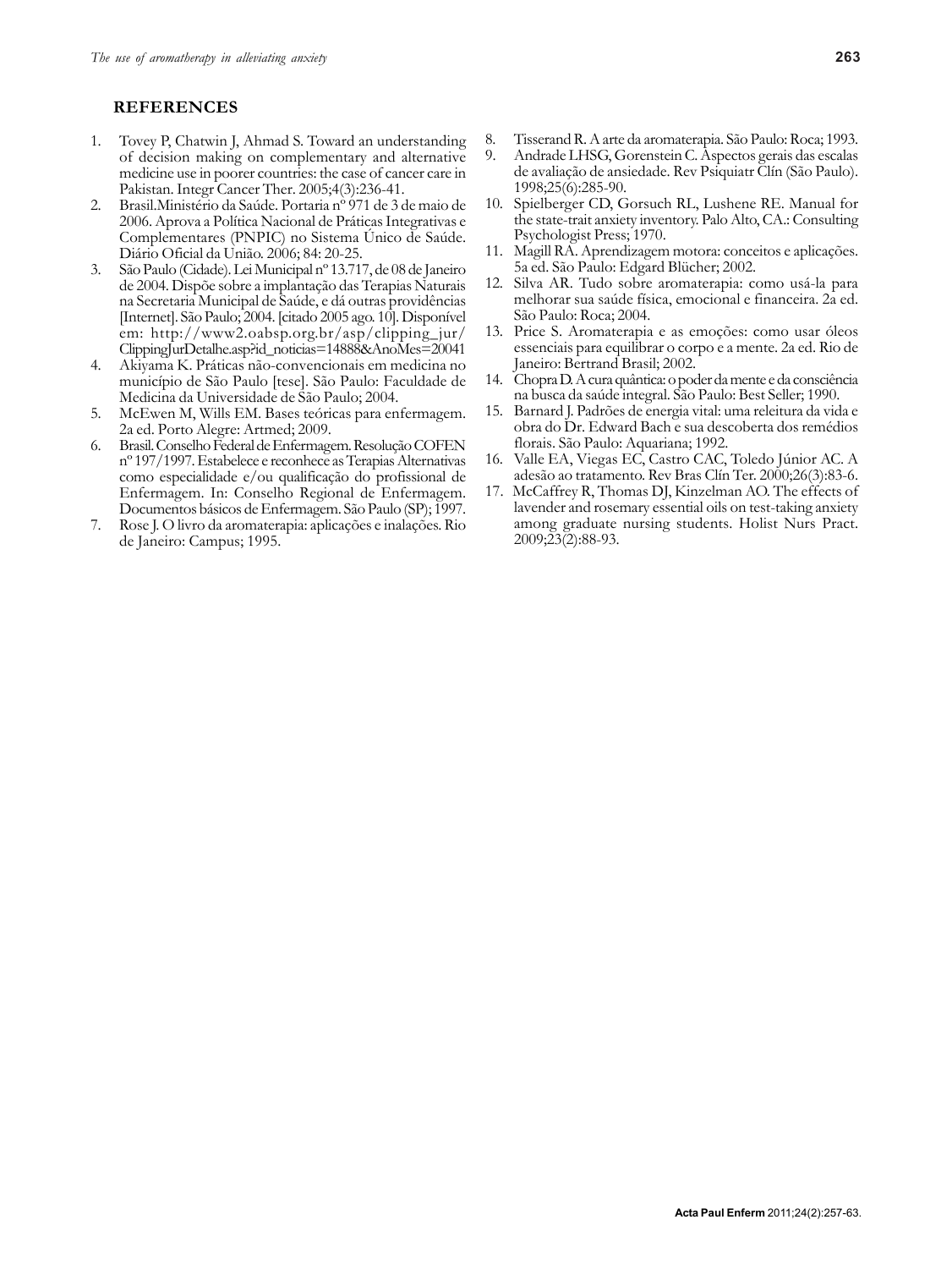## REFERENCES

1. Tovey P, Chatwin J, Ahmad S. Toward an understanding of decision making on complementary and alternative medicine use in poorer countries: the case of cancer care in Pakistan. Integr Cancer Ther. 2005;4(3):236-41.
2. Brasil.Ministério da Saúde. Portaria nº 971 de 3 de maio de 2006. Aprova a Política Nacional de Práticas Integrativas e Complementares (PNPIC) no Sistema Único de Saúde. Diário Oficial da União. 2006; 84: 20-25.
3. São Paulo (Cidade). Lei Municipal nº 13.717, de 08 de Janeiro de 2004. Dispõe sobre a implantação das Terapias Naturais na Secretaria Municipal de Saúde, e dá outras providências [Internet]. São Paulo; 2004. [citado 2005 ago. 10]. Disponível em: http://www2.oabsp.org.br/asp/clipping_jur/ClippingJurDetalhe.asp?id_noticias=14888&AnoMes=20041
4. Akiyama K. Práticas não-convencionais em medicina no município de São Paulo [tese]. São Paulo: Faculdade de Medicina da Universidade de São Paulo; 2004.
5. McEwen M, Wills EM. Bases teóricas para enfermagem. 2a ed. Porto Alegre: Artmed; 2009.
6. Brasil. Conselho Federal de Enfermagem. Resolução COFEN nº 197/1997. Estabelece e reconhece as Terapias Alternativas como especialidade e/ou qualificação do profissional de Enfermagem. In: Conselho Regional de Enfermagem. Documentos básicos de Enfermagem. São Paulo (SP); 1997.
7. Rose J. O livro da aromaterapia: aplicações e inalações. Rio de Janeiro: Campus; 1995.
8. Tisserand R. A arte da aromaterapia. São Paulo: Roca; 1993.
9. Andrade LHSG, Gorenstein C. Aspectos gerais das escalas de avaliação de ansiedade. Rev Psiquiatr Clín (São Paulo). 1998;25(6):285-90.
10. Spielberger CD, Gorsuch RL, Lushene RE. Manual for the state-trait anxiety inventory. Palo Alto, CA.: Consulting Psychologist Press; 1970.
11. Magill RA. Aprendizagem motora: conceitos e aplicações. 5a ed. São Paulo: Edgard Blücher; 2002.
12. Silva AR. Tudo sobre aromaterapia: como usá-la para melhorar sua saúde física, emocional e financeira. 2a ed. São Paulo: Roca; 2004.
13. Price S. Aromaterapia e as emoções: como usar óleos essenciais para equilibrar o corpo e a mente. 2a ed. Rio de Janeiro: Bertrand Brasil; 2002.
14. Chopra D. A cura quântica: o poder da mente e da consciência na busca da saúde integral. São Paulo: Best Seller; 1990.
15. Barnard J. Padrões de energia vital: uma releitura da vida e obra do Dr. Edward Bach e sua descoberta dos remédios florais. São Paulo: Aquariana; 1992.
16. Valle EA, Viegas EC, Castro CAC, Toledo Júnior AC. A adesão ao tratamento. Rev Bras Clín Ter. 2000;26(3):83-6.
17. McCaffrey R, Thomas DJ, Kinzelman AO. The effects of lavender and rosemary essential oils on test-taking anxiety among graduate nursing students. Holist Nurs Pract. 2009;23(2):88-93.